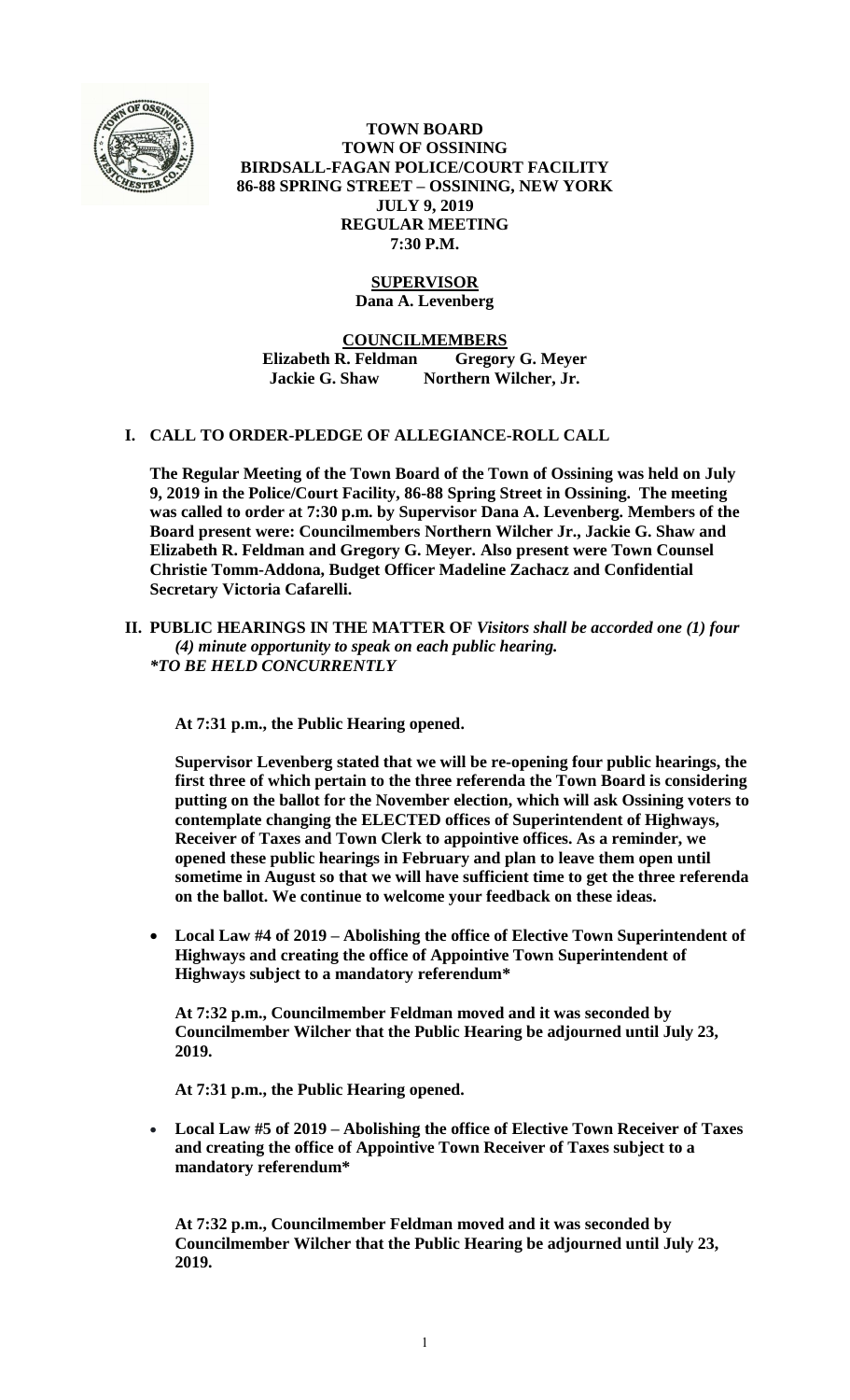**TOWN BOARD**
**TOWN OF OSSINING**
**BIRDSALL-FAGAN POLICE/COURT FACILITY**
**86-88 SPRING STREET – OSSINING, NEW YORK**
**JULY 9, 2019**
**REGULAR MEETING**
**7:30 P.M.**

**SUPERVISOR**
**Dana A. Levenberg**

**COUNCILMEMBERS**
**Elizabeth R. Feldman Gregory G. Meyer**
**Jackie G. Shaw Northern Wilcher, Jr.**

## I. CALL TO ORDER-PLEDGE OF ALLEGIANCE-ROLL CALL

**The Regular Meeting of the Town Board of the Town of Ossining was held on July 9, 2019 in the Police/Court Facility, 86-88 Spring Street in Ossining. The meeting was called to order at 7:30 p.m. by Supervisor Dana A. Levenberg. Members of the Board present were: Councilmembers Northern Wilcher Jr., Jackie G. Shaw and Elizabeth R. Feldman and Gregory G. Meyer. Also present were Town Counsel Christie Tomm-Addona, Budget Officer Madeline Zachacz and Confidential Secretary Victoria Cafarelli.**

## II. PUBLIC HEARINGS IN THE MATTER OF *Visitors shall be accorded one (1) four (4) minute opportunity to speak on each public hearing.* *TO BE HELD CONCURRENTLY*

**At 7:31 p.m., the Public Hearing opened.**

**Supervisor Levenberg stated that we will be re-opening four public hearings, the first three of which pertain to the three referenda the Town Board is considering putting on the ballot for the November election, which will ask Ossining voters to contemplate changing the ELECTED offices of Superintendent of Highways, Receiver of Taxes and Town Clerk to appointive offices. As a reminder, we opened these public hearings in February and plan to leave them open until sometime in August so that we will have sufficient time to get the three referenda on the ballot. We continue to welcome your feedback on these ideas.**

- **Local Law #4 of 2019 – Abolishing the office of Elective Town Superintendent of Highways and creating the office of Appointive Town Superintendent of Highways subject to a mandatory referendum***

**At 7:32 p.m., Councilmember Feldman moved and it was seconded by Councilmember Wilcher that the Public Hearing be adjourned until July 23, 2019.**

**At 7:31 p.m., the Public Hearing opened.**

- **Local Law #5 of 2019 – Abolishing the office of Elective Town Receiver of Taxes and creating the office of Appointive Town Receiver of Taxes subject to a mandatory referendum***

**At 7:32 p.m., Councilmember Feldman moved and it was seconded by Councilmember Wilcher that the Public Hearing be adjourned until July 23, 2019.**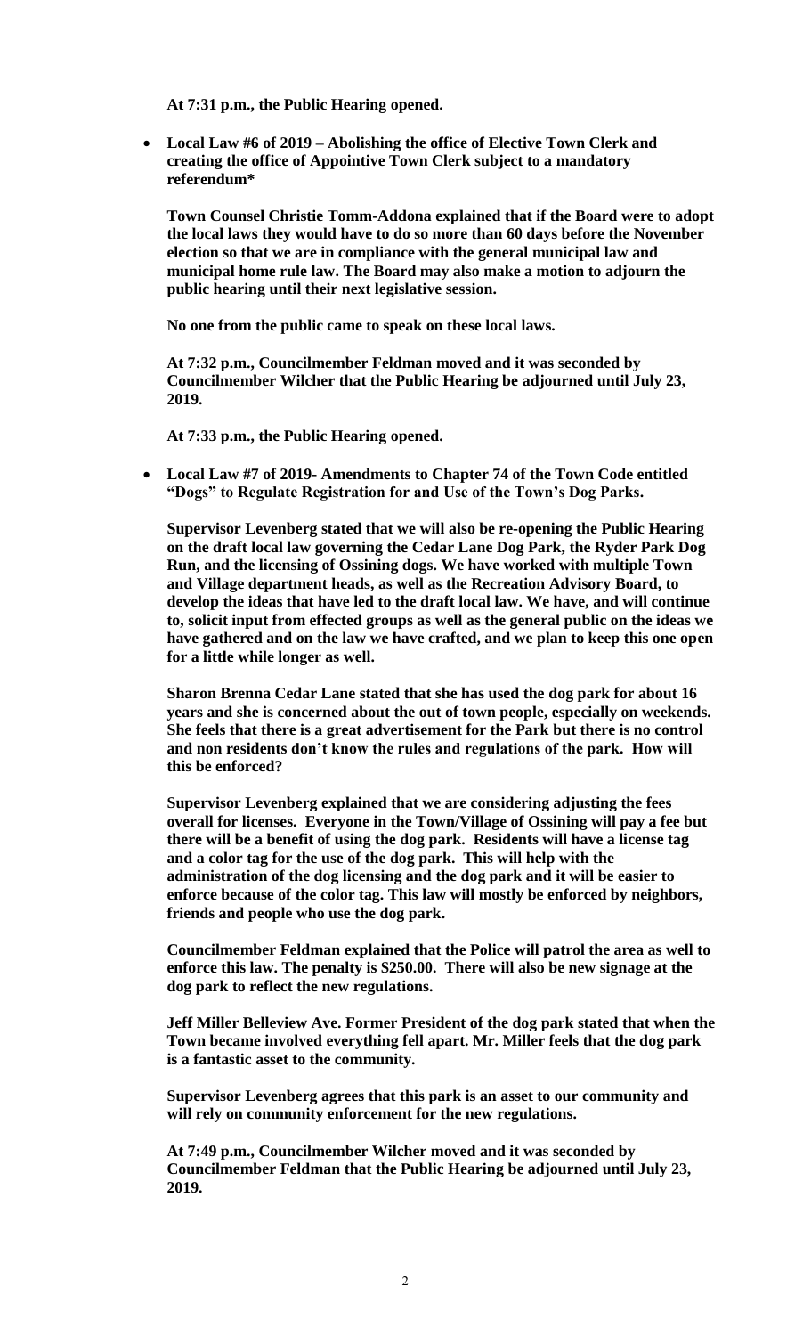**At 7:31 p.m., the Public Hearing opened.**

- **Local Law #6 of 2019 – Abolishing the office of Elective Town Clerk and creating the office of Appointive Town Clerk subject to a mandatory referendum***

**Town Counsel Christie Tomm-Addona explained that if the Board were to adopt the local laws they would have to do so more than 60 days before the November election so that we are in compliance with the general municipal law and municipal home rule law. The Board may also make a motion to adjourn the public hearing until their next legislative session.**

**No one from the public came to speak on these local laws.**

**At 7:32 p.m., Councilmember Feldman moved and it was seconded by Councilmember Wilcher that the Public Hearing be adjourned until July 23, 2019.**

**At 7:33 p.m., the Public Hearing opened.**

- **Local Law #7 of 2019- Amendments to Chapter 74 of the Town Code entitled "Dogs" to Regulate Registration for and Use of the Town's Dog Parks.**

**Supervisor Levenberg stated that we will also be re-opening the Public Hearing on the draft local law governing the Cedar Lane Dog Park, the Ryder Park Dog Run, and the licensing of Ossining dogs. We have worked with multiple Town and Village department heads, as well as the Recreation Advisory Board, to develop the ideas that have led to the draft local law. We have, and will continue to, solicit input from effected groups as well as the general public on the ideas we have gathered and on the law we have crafted, and we plan to keep this one open for a little while longer as well.**

**Sharon Brenna Cedar Lane stated that she has used the dog park for about 16 years and she is concerned about the out of town people, especially on weekends. She feels that there is a great advertisement for the Park but there is no control and non residents don't know the rules and regulations of the park. How will this be enforced?**

**Supervisor Levenberg explained that we are considering adjusting the fees overall for licenses. Everyone in the Town/Village of Ossining will pay a fee but there will be a benefit of using the dog park. Residents will have a license tag and a color tag for the use of the dog park. This will help with the administration of the dog licensing and the dog park and it will be easier to enforce because of the color tag. This law will mostly be enforced by neighbors, friends and people who use the dog park.**

**Councilmember Feldman explained that the Police will patrol the area as well to enforce this law. The penalty is $250.00. There will also be new signage at the dog park to reflect the new regulations.**

**Jeff Miller Belleview Ave. Former President of the dog park stated that when the Town became involved everything fell apart. Mr. Miller feels that the dog park is a fantastic asset to the community.**

**Supervisor Levenberg agrees that this park is an asset to our community and will rely on community enforcement for the new regulations.**

**At 7:49 p.m., Councilmember Wilcher moved and it was seconded by Councilmember Feldman that the Public Hearing be adjourned until July 23, 2019.**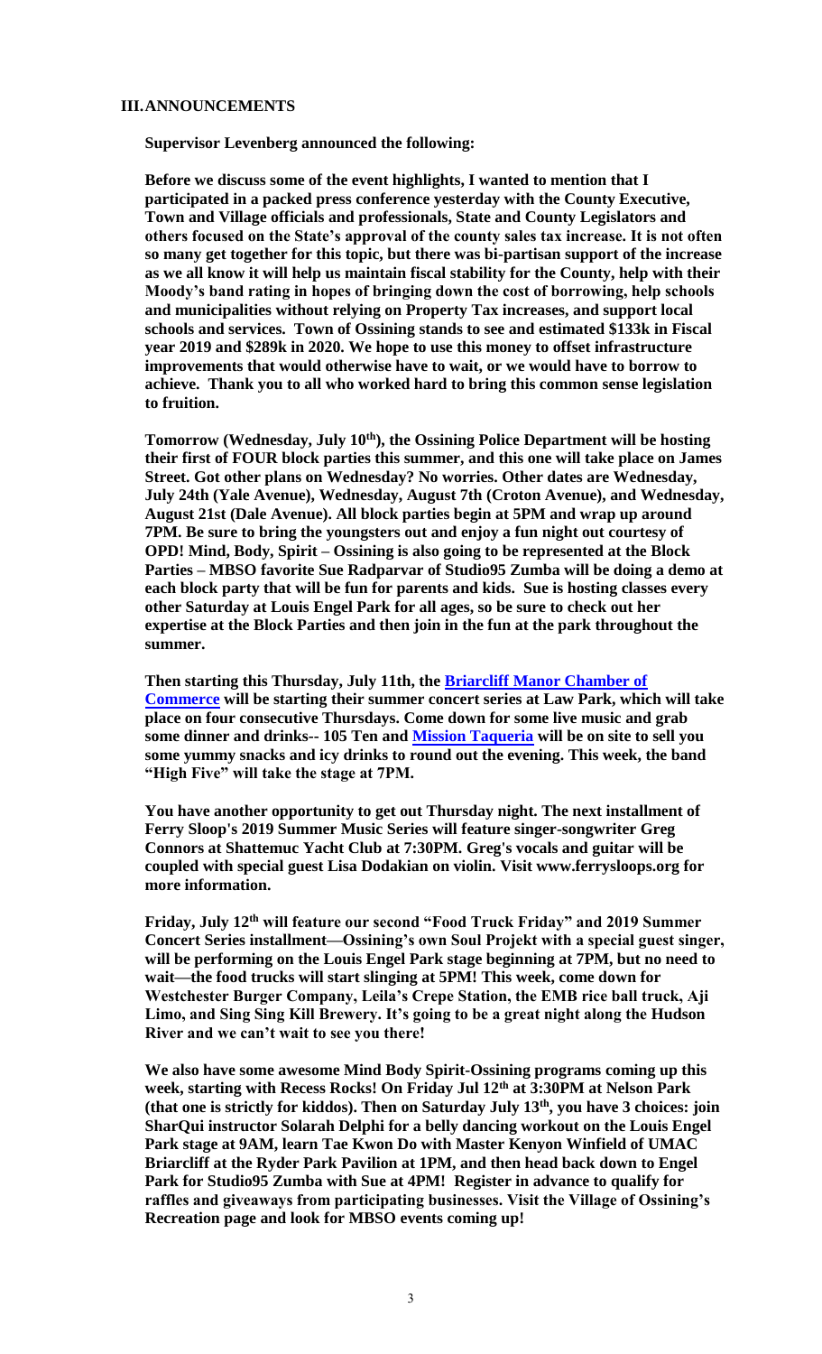## III. ANNOUNCEMENTS

**Supervisor Levenberg announced the following:**

**Before we discuss some of the event highlights, I wanted to mention that I participated in a packed press conference yesterday with the County Executive, Town and Village officials and professionals, State and County Legislators and others focused on the State's approval of the county sales tax increase. It is not often so many get together for this topic, but there was bi-partisan support of the increase as we all know it will help us maintain fiscal stability for the County, help with their Moody's band rating in hopes of bringing down the cost of borrowing, help schools and municipalities without relying on Property Tax increases, and support local schools and services. Town of Ossining stands to see and estimated $133k in Fiscal year 2019 and $289k in 2020. We hope to use this money to offset infrastructure improvements that would otherwise have to wait, or we would have to borrow to achieve. Thank you to all who worked hard to bring this common sense legislation to fruition.**

**Tomorrow (Wednesday, July 10th), the Ossining Police Department will be hosting their first of FOUR block parties this summer, and this one will take place on James Street. Got other plans on Wednesday? No worries. Other dates are Wednesday, July 24th (Yale Avenue), Wednesday, August 7th (Croton Avenue), and Wednesday, August 21st (Dale Avenue). All block parties begin at 5PM and wrap up around 7PM. Be sure to bring the youngsters out and enjoy a fun night out courtesy of OPD! Mind, Body, Spirit – Ossining is also going to be represented at the Block Parties – MBSO favorite Sue Radparvar of Studio95 Zumba will be doing a demo at each block party that will be fun for parents and kids. Sue is hosting classes every other Saturday at Louis Engel Park for all ages, so be sure to check out her expertise at the Block Parties and then join in the fun at the park throughout the summer.**

**Then starting this Thursday, July 11th, the Briarcliff Manor Chamber of Commerce will be starting their summer concert series at Law Park, which will take place on four consecutive Thursdays. Come down for some live music and grab some dinner and drinks-- 105 Ten and Mission Taqueria will be on site to sell you some yummy snacks and icy drinks to round out the evening. This week, the band "High Five" will take the stage at 7PM.**

**You have another opportunity to get out Thursday night. The next installment of Ferry Sloop's 2019 Summer Music Series will feature singer-songwriter Greg Connors at Shattemuc Yacht Club at 7:30PM. Greg's vocals and guitar will be coupled with special guest Lisa Dodakian on violin. Visit www.ferrysloops.org for more information.**

**Friday, July 12th will feature our second "Food Truck Friday" and 2019 Summer Concert Series installment—Ossining's own Soul Projekt with a special guest singer, will be performing on the Louis Engel Park stage beginning at 7PM, but no need to wait—the food trucks will start slinging at 5PM! This week, come down for Westchester Burger Company, Leila's Crepe Station, the EMB rice ball truck, Aji Limo, and Sing Sing Kill Brewery. It's going to be a great night along the Hudson River and we can't wait to see you there!**

**We also have some awesome Mind Body Spirit-Ossining programs coming up this week, starting with Recess Rocks! On Friday Jul 12th at 3:30PM at Nelson Park (that one is strictly for kiddos). Then on Saturday July 13th, you have 3 choices: join SharQui instructor Solarah Delphi for a belly dancing workout on the Louis Engel Park stage at 9AM, learn Tae Kwon Do with Master Kenyon Winfield of UMAC Briarcliff at the Ryder Park Pavilion at 1PM, and then head back down to Engel Park for Studio95 Zumba with Sue at 4PM! Register in advance to qualify for raffles and giveaways from participating businesses. Visit the Village of Ossining's Recreation page and look for MBSO events coming up!**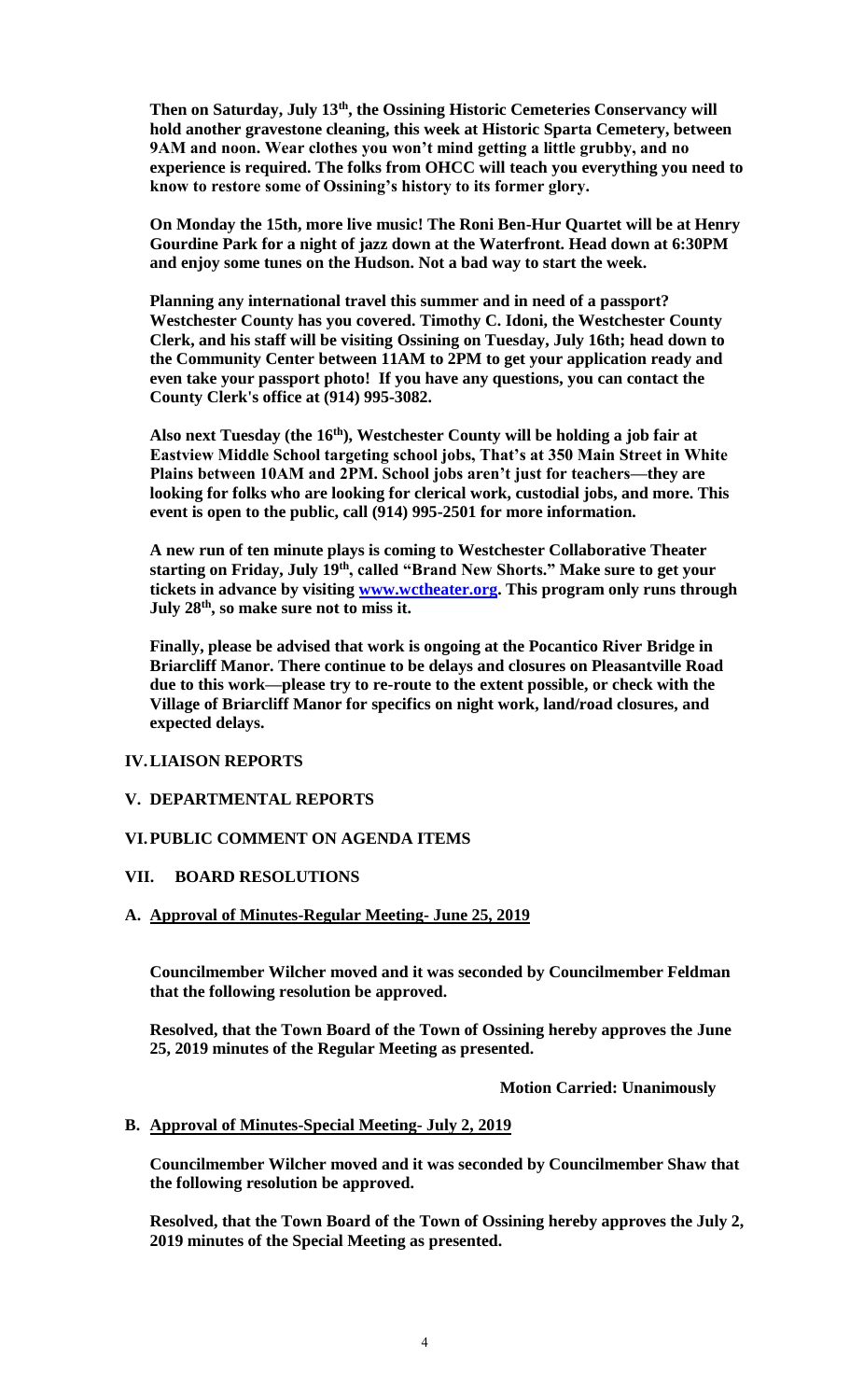**Then on Saturday, July 13th, the Ossining Historic Cemeteries Conservancy will hold another gravestone cleaning, this week at Historic Sparta Cemetery, between 9AM and noon. Wear clothes you won't mind getting a little grubby, and no experience is required. The folks from OHCC will teach you everything you need to know to restore some of Ossining's history to its former glory.**

**On Monday the 15th, more live music! The Roni Ben-Hur Quartet will be at Henry Gourdine Park for a night of jazz down at the Waterfront. Head down at 6:30PM and enjoy some tunes on the Hudson. Not a bad way to start the week.**

**Planning any international travel this summer and in need of a passport? Westchester County has you covered. Timothy C. Idoni, the Westchester County Clerk, and his staff will be visiting Ossining on Tuesday, July 16th; head down to the Community Center between 11AM to 2PM to get your application ready and even take your passport photo! If you have any questions, you can contact the County Clerk's office at (914) 995-3082.**

**Also next Tuesday (the 16th), Westchester County will be holding a job fair at Eastview Middle School targeting school jobs, That's at 350 Main Street in White Plains between 10AM and 2PM. School jobs aren't just for teachers—they are looking for folks who are looking for clerical work, custodial jobs, and more. This event is open to the public, call (914) 995-2501 for more information.**

**A new run of ten minute plays is coming to Westchester Collaborative Theater starting on Friday, July 19th, called "Brand New Shorts." Make sure to get your tickets in advance by visiting www.wctheater.org. This program only runs through July 28th, so make sure not to miss it.**

**Finally, please be advised that work is ongoing at the Pocantico River Bridge in Briarcliff Manor. There continue to be delays and closures on Pleasantville Road due to this work—please try to re-route to the extent possible, or check with the Village of Briarcliff Manor for specifics on night work, land/road closures, and expected delays.**

## IV. LIAISON REPORTS

## V. DEPARTMENTAL REPORTS

## VI. PUBLIC COMMENT ON AGENDA ITEMS

## VII. BOARD RESOLUTIONS

### A. Approval of Minutes-Regular Meeting- June 25, 2019

**Councilmember Wilcher moved and it was seconded by Councilmember Feldman that the following resolution be approved.**

**Resolved, that the Town Board of the Town of Ossining hereby approves the June 25, 2019 minutes of the Regular Meeting as presented.**

**Motion Carried: Unanimously**

### B. Approval of Minutes-Special Meeting- July 2, 2019

**Councilmember Wilcher moved and it was seconded by Councilmember Shaw that the following resolution be approved.**

**Resolved, that the Town Board of the Town of Ossining hereby approves the July 2, 2019 minutes of the Special Meeting as presented.**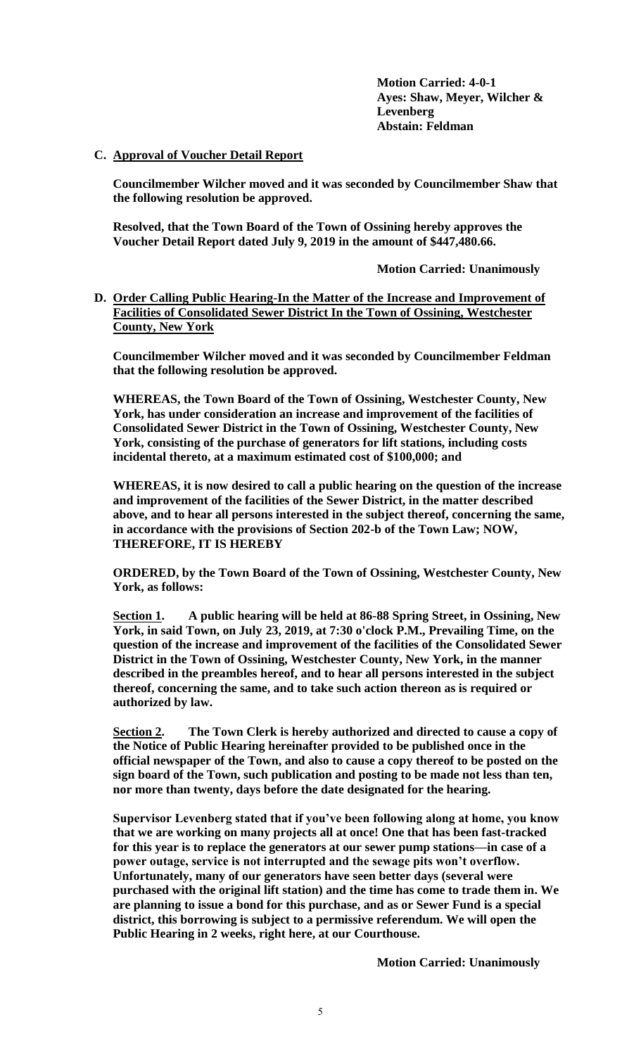**Motion Carried: 4-0-1**
**Ayes: Shaw, Meyer, Wilcher & Levenberg**
**Abstain: Feldman**

**C. Approval of Voucher Detail Report**

**Councilmember Wilcher moved and it was seconded by Councilmember Shaw that the following resolution be approved.**

**Resolved, that the Town Board of the Town of Ossining hereby approves the Voucher Detail Report dated July 9, 2019 in the amount of $447,480.66.**

**Motion Carried: Unanimously**

**D. Order Calling Public Hearing-In the Matter of the Increase and Improvement of Facilities of Consolidated Sewer District In the Town of Ossining, Westchester County, New York**

**Councilmember Wilcher moved and it was seconded by Councilmember Feldman that the following resolution be approved.**

**WHEREAS, the Town Board of the Town of Ossining, Westchester County, New York, has under consideration an increase and improvement of the facilities of Consolidated Sewer District in the Town of Ossining, Westchester County, New York, consisting of the purchase of generators for lift stations, including costs incidental thereto, at a maximum estimated cost of $100,000; and**

**WHEREAS, it is now desired to call a public hearing on the question of the increase and improvement of the facilities of the Sewer District, in the matter described above, and to hear all persons interested in the subject thereof, concerning the same, in accordance with the provisions of Section 202-b of the Town Law; NOW, THEREFORE, IT IS HEREBY**

**ORDERED, by the Town Board of the Town of Ossining, Westchester County, New York, as follows:**

**Section 1. A public hearing will be held at 86-88 Spring Street, in Ossining, New York, in said Town, on July 23, 2019, at 7:30 o'clock P.M., Prevailing Time, on the question of the increase and improvement of the facilities of the Consolidated Sewer District in the Town of Ossining, Westchester County, New York, in the manner described in the preambles hereof, and to hear all persons interested in the subject thereof, concerning the same, and to take such action thereon as is required or authorized by law.**

**Section 2. The Town Clerk is hereby authorized and directed to cause a copy of the Notice of Public Hearing hereinafter provided to be published once in the official newspaper of the Town, and also to cause a copy thereof to be posted on the sign board of the Town, such publication and posting to be made not less than ten, nor more than twenty, days before the date designated for the hearing.**

**Supervisor Levenberg stated that if you've been following along at home, you know that we are working on many projects all at once! One that has been fast-tracked for this year is to replace the generators at our sewer pump stations—in case of a power outage, service is not interrupted and the sewage pits won't overflow. Unfortunately, many of our generators have seen better days (several were purchased with the original lift station) and the time has come to trade them in. We are planning to issue a bond for this purchase, and as or Sewer Fund is a special district, this borrowing is subject to a permissive referendum. We will open the Public Hearing in 2 weeks, right here, at our Courthouse.**

**Motion Carried: Unanimously**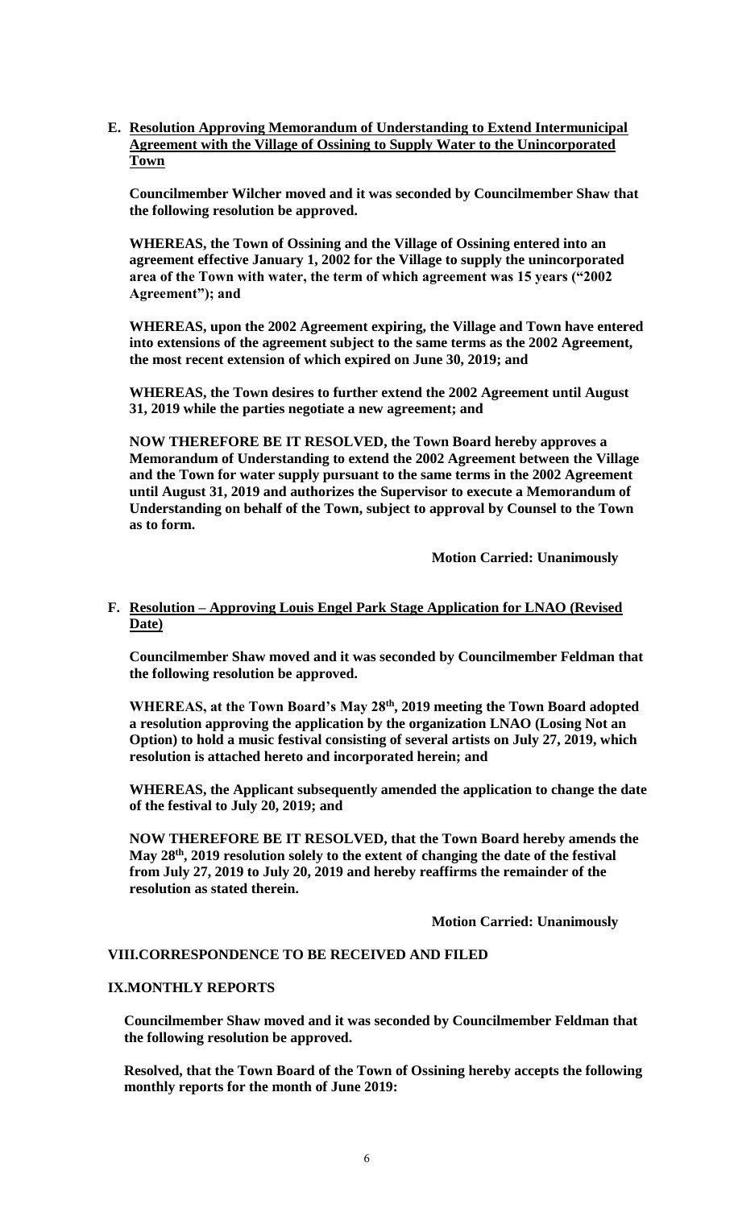**E. Resolution Approving Memorandum of Understanding to Extend Intermunicipal Agreement with the Village of Ossining to Supply Water to the Unincorporated Town**

**Councilmember Wilcher moved and it was seconded by Councilmember Shaw that the following resolution be approved.**

**WHEREAS, the Town of Ossining and the Village of Ossining entered into an agreement effective January 1, 2002 for the Village to supply the unincorporated area of the Town with water, the term of which agreement was 15 years ("2002 Agreement"); and**

**WHEREAS, upon the 2002 Agreement expiring, the Village and Town have entered into extensions of the agreement subject to the same terms as the 2002 Agreement, the most recent extension of which expired on June 30, 2019; and**

**WHEREAS, the Town desires to further extend the 2002 Agreement until August 31, 2019 while the parties negotiate a new agreement; and**

**NOW THEREFORE BE IT RESOLVED, the Town Board hereby approves a Memorandum of Understanding to extend the 2002 Agreement between the Village and the Town for water supply pursuant to the same terms in the 2002 Agreement until August 31, 2019 and authorizes the Supervisor to execute a Memorandum of Understanding on behalf of the Town, subject to approval by Counsel to the Town as to form.**

**Motion Carried: Unanimously**

**F. Resolution – Approving Louis Engel Park Stage Application for LNAO (Revised Date)**

**Councilmember Shaw moved and it was seconded by Councilmember Feldman that the following resolution be approved.**

**WHEREAS, at the Town Board's May 28th, 2019 meeting the Town Board adopted a resolution approving the application by the organization LNAO (Losing Not an Option) to hold a music festival consisting of several artists on July 27, 2019, which resolution is attached hereto and incorporated herein; and**

**WHEREAS, the Applicant subsequently amended the application to change the date of the festival to July 20, 2019; and**

**NOW THEREFORE BE IT RESOLVED, that the Town Board hereby amends the May 28th, 2019 resolution solely to the extent of changing the date of the festival from July 27, 2019 to July 20, 2019 and hereby reaffirms the remainder of the resolution as stated therein.**

**Motion Carried: Unanimously**

**VIII. CORRESPONDENCE TO BE RECEIVED AND FILED**

**IX. MONTHLY REPORTS**

**Councilmember Shaw moved and it was seconded by Councilmember Feldman that the following resolution be approved.**

**Resolved, that the Town Board of the Town of Ossining hereby accepts the following monthly reports for the month of June 2019:**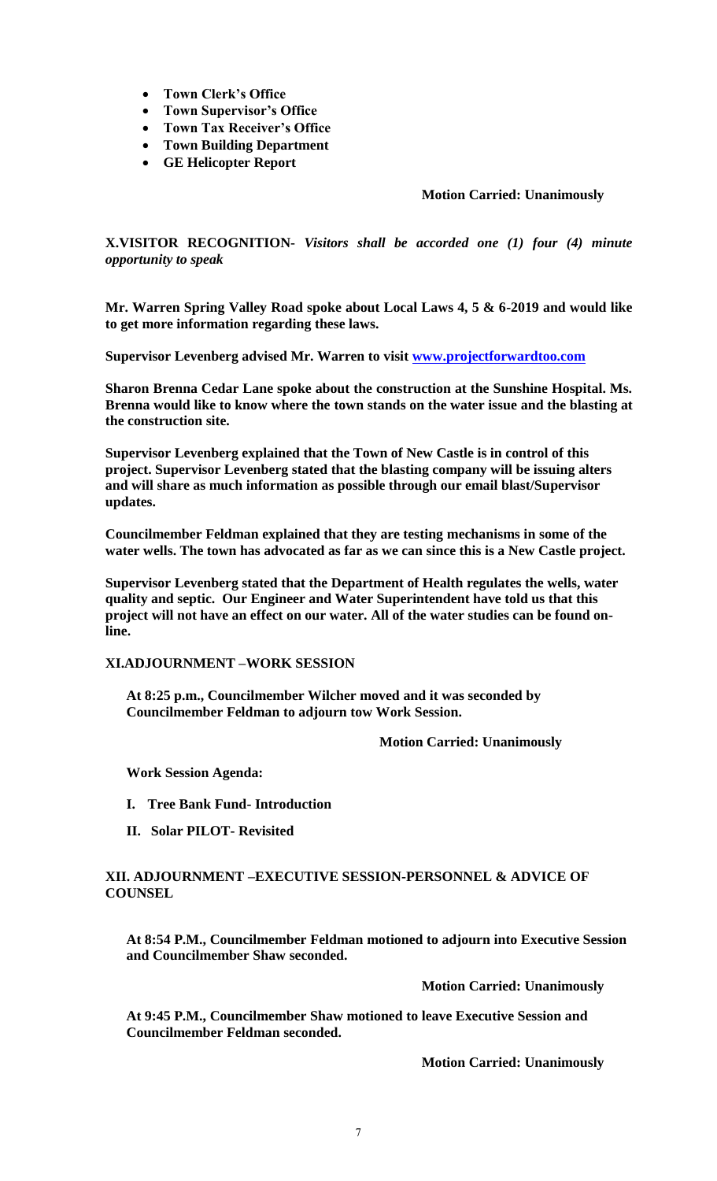- **Town Clerk's Office**
- **Town Supervisor's Office**
- **Town Tax Receiver's Office**
- **Town Building Department**
- **GE Helicopter Report**

**Motion Carried: Unanimously**

**X.VISITOR RECOGNITION-** ***Visitors shall be accorded one (1) four (4) minute opportunity to speak***

**Mr. Warren Spring Valley Road spoke about Local Laws 4, 5 & 6-2019 and would like to get more information regarding these laws.**

**Supervisor Levenberg advised Mr. Warren to visit www.projectforwardtoo.com**

**Sharon Brenna Cedar Lane spoke about the construction at the Sunshine Hospital. Ms. Brenna would like to know where the town stands on the water issue and the blasting at the construction site.**

**Supervisor Levenberg explained that the Town of New Castle is in control of this project. Supervisor Levenberg stated that the blasting company will be issuing alters and will share as much information as possible through our email blast/Supervisor updates.**

**Councilmember Feldman explained that they are testing mechanisms in some of the water wells. The town has advocated as far as we can since this is a New Castle project.**

**Supervisor Levenberg stated that the Department of Health regulates the wells, water quality and septic. Our Engineer and Water Superintendent have told us that this project will not have an effect on our water. All of the water studies can be found on-line.**

**XI.ADJOURNMENT –WORK SESSION**

**At 8:25 p.m., Councilmember Wilcher moved and it was seconded by Councilmember Feldman to adjourn tow Work Session.**

**Motion Carried: Unanimously**

**Work Session Agenda:**

**I. Tree Bank Fund- Introduction**

**II. Solar PILOT- Revisited**

**XII. ADJOURNMENT –EXECUTIVE SESSION-PERSONNEL & ADVICE OF COUNSEL**

**At 8:54 P.M., Councilmember Feldman motioned to adjourn into Executive Session and Councilmember Shaw seconded.**

**Motion Carried: Unanimously**

**At 9:45 P.M., Councilmember Shaw motioned to leave Executive Session and Councilmember Feldman seconded.**

**Motion Carried: Unanimously**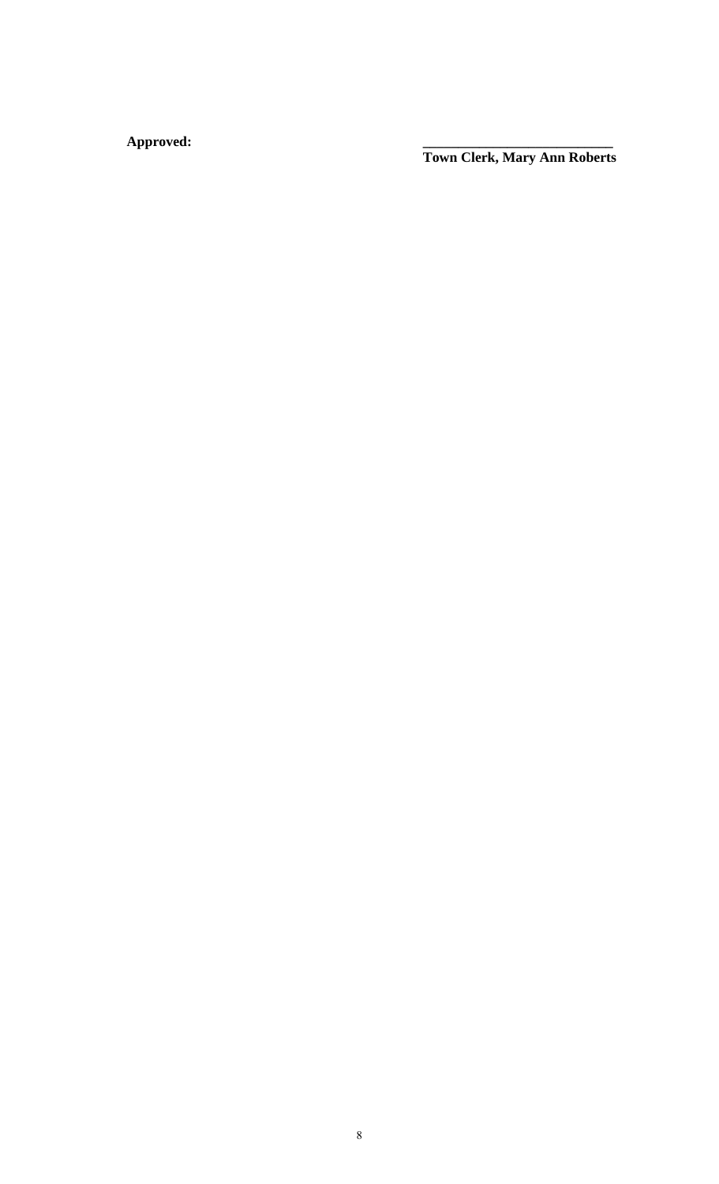**Approved:** \_\_\_\_\_\_\_\_\_\_\_\_\_\_\_\_\_\_\_\_\_\_\_\_\_\_\_

**Town Clerk, Mary Ann Roberts**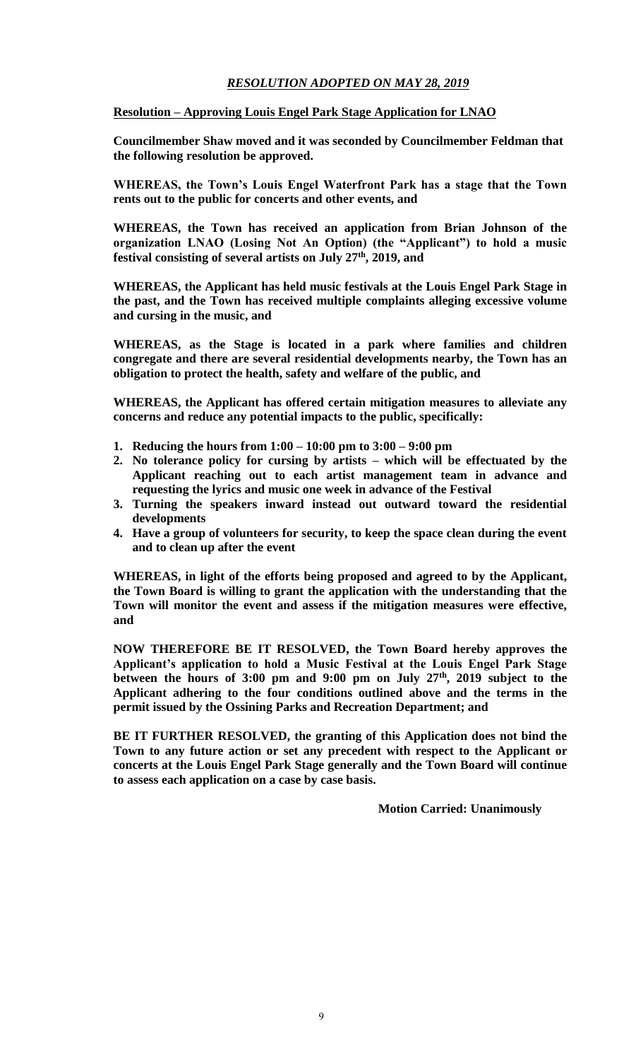***RESOLUTION ADOPTED ON MAY 28, 2019***

**Resolution – Approving Louis Engel Park Stage Application for LNAO**

**Councilmember Shaw moved and it was seconded by Councilmember Feldman that the following resolution be approved.**

**WHEREAS, the Town's Louis Engel Waterfront Park has a stage that the Town rents out to the public for concerts and other events, and**

**WHEREAS, the Town has received an application from Brian Johnson of the organization LNAO (Losing Not An Option) (the "Applicant") to hold a music festival consisting of several artists on July 27th, 2019, and**

**WHEREAS, the Applicant has held music festivals at the Louis Engel Park Stage in the past, and the Town has received multiple complaints alleging excessive volume and cursing in the music, and**

**WHEREAS, as the Stage is located in a park where families and children congregate and there are several residential developments nearby, the Town has an obligation to protect the health, safety and welfare of the public, and**

**WHEREAS, the Applicant has offered certain mitigation measures to alleviate any concerns and reduce any potential impacts to the public, specifically:**

1. **Reducing the hours from 1:00 – 10:00 pm to 3:00 – 9:00 pm**
2. **No tolerance policy for cursing by artists – which will be effectuated by the Applicant reaching out to each artist management team in advance and requesting the lyrics and music one week in advance of the Festival**
3. **Turning the speakers inward instead out outward toward the residential developments**
4. **Have a group of volunteers for security, to keep the space clean during the event and to clean up after the event**

**WHEREAS, in light of the efforts being proposed and agreed to by the Applicant, the Town Board is willing to grant the application with the understanding that the Town will monitor the event and assess if the mitigation measures were effective, and**

**NOW THEREFORE BE IT RESOLVED, the Town Board hereby approves the Applicant's application to hold a Music Festival at the Louis Engel Park Stage between the hours of 3:00 pm and 9:00 pm on July 27th, 2019 subject to the Applicant adhering to the four conditions outlined above and the terms in the permit issued by the Ossining Parks and Recreation Department; and**

**BE IT FURTHER RESOLVED, the granting of this Application does not bind the Town to any future action or set any precedent with respect to the Applicant or concerts at the Louis Engel Park Stage generally and the Town Board will continue to assess each application on a case by case basis.**

**Motion Carried: Unanimously**